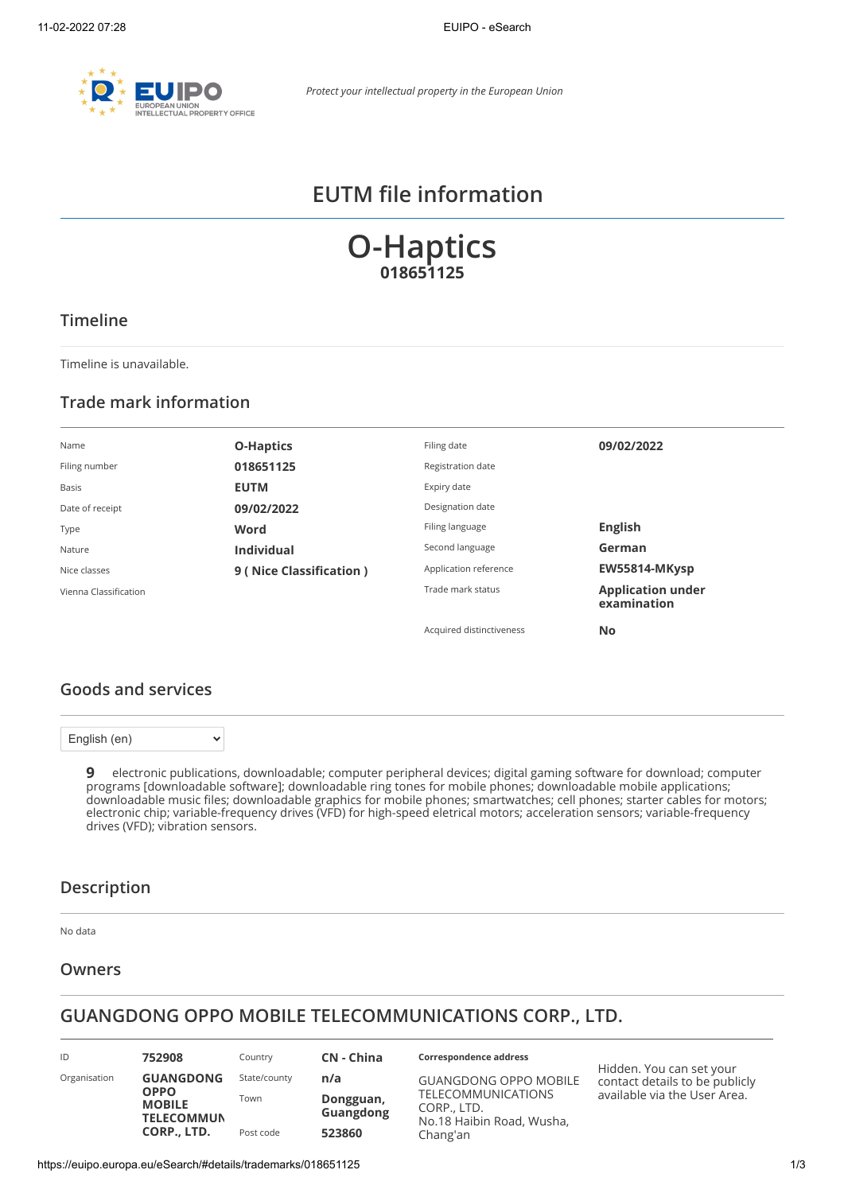*Protect your intellectual property in the European Union*

# EUTM file information

# O-Haptics
**018651125**

## Timeline

Timeline is unavailable.

## Trade mark information

| | | | |
|---|---|---|---|
| Name | **O-Haptics** | Filing date | **09/02/2022** |
| Filing number | **018651125** | Registration date | |
| Basis | **EUTM** | Expiry date | |
| Date of receipt | **09/02/2022** | Designation date | |
| Type | **Word** | Filing language | **English** |
| Nature | **Individual** | Second language | **German** |
| Nice classes | **9 ( Nice Classification )** | Application reference | **EW55814-MKysp** |
| Vienna Classification | | Trade mark status | **Application under examination** |
| | | Acquired distinctiveness | **No** |

## Goods and services

English (en)

**9** electronic publications, downloadable; computer peripheral devices; digital gaming software for download; computer programs [downloadable software]; downloadable ring tones for mobile phones; downloadable mobile applications; downloadable music files; downloadable graphics for mobile phones; smartwatches; cell phones; starter cables for motors; electronic chip; variable-frequency drives (VFD) for high-speed eletrical motors; acceleration sensors; variable-frequency drives (VFD); vibration sensors.

## Description

No data

## Owners

## GUANGDONG OPPO MOBILE TELECOMMUNICATIONS CORP., LTD.

| | | | | |
|---|---|---|---|---|
| ID | **752908** | Country | **CN - China** | **Correspondence address** |
| Organisation | **GUANGDONG OPPO MOBILE TELECOMMUN CORP., LTD.** | State/county | **n/a** | GUANGDONG OPPO MOBILE TELECOMMUNICATIONS CORP., LTD. No.18 Haibin Road, Wusha, Chang'an |
| | | Town | **Dongguan, Guangdong** | |
| | | Post code | **523860** | |

Hidden. You can set your contact details to be publicly available via the User Area.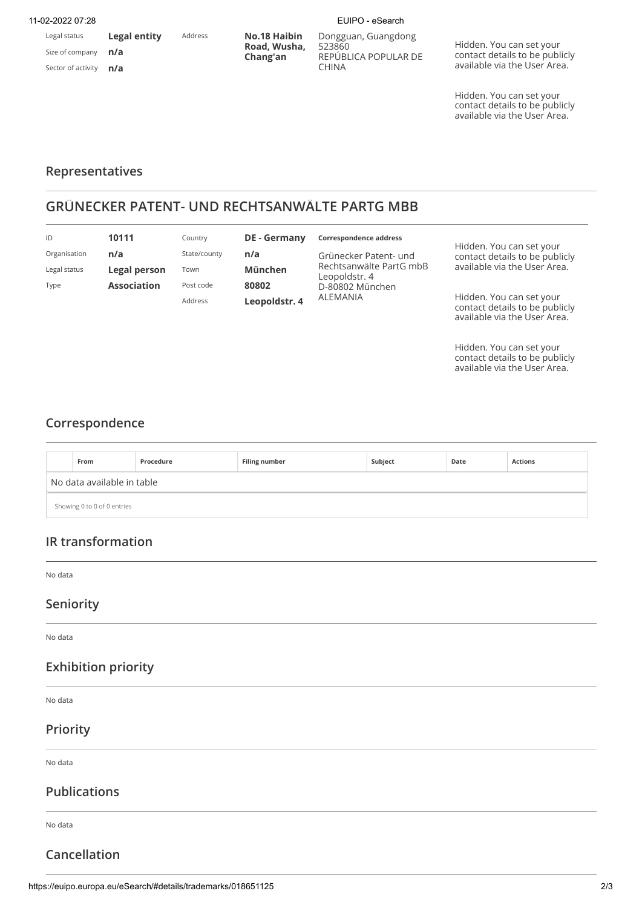| | | | | | |
|---|---|---|---|---|---|
| Legal status | **Legal entity** | Address | **No.18 Haibin Road, Wusha, Chang'an** | Dongguan, Guangdong 523860 REPÚBLICA POPULAR DE CHINA | Hidden. You can set your contact details to be publicly available via the User Area. |
| Size of company | **n/a** | | | | Hidden. You can set your contact details to be publicly available via the User Area. |
| Sector of activity | **n/a** | | | | |

## Representatives

## GRÜNECKER PATENT- UND RECHTSANWÄLTE PARTG MBB

| | | | | **Correspondence address** | |
|---|---|---|---|---|---|
| ID | **10111** | Country | **DE - Germany** | Grünecker Patent- und Rechtsanwälte PartG mbB Leopoldstr. 4 D-80802 München ALEMANIA | Hidden. You can set your contact details to be publicly available via the User Area. |
| Organisation | **n/a** | State/county | **n/a** | | Hidden. You can set your contact details to be publicly available via the User Area. |
| Legal status | **Legal person** | Town | **München** | | Hidden. You can set your contact details to be publicly available via the User Area. |
| Type | **Association** | Post code | **80802** | | |
| | | Address | **Leopoldstr. 4** | | |

## Correspondence

| | From | Procedure | Filing number | Subject | Date | Actions |
|---|---|---|---|---|---|---|
| No data available in table | | | | | | |

Showing 0 to 0 of 0 entries

## IR transformation

No data

## Seniority

No data

## Exhibition priority

No data

## Priority

No data

## Publications

No data

## Cancellation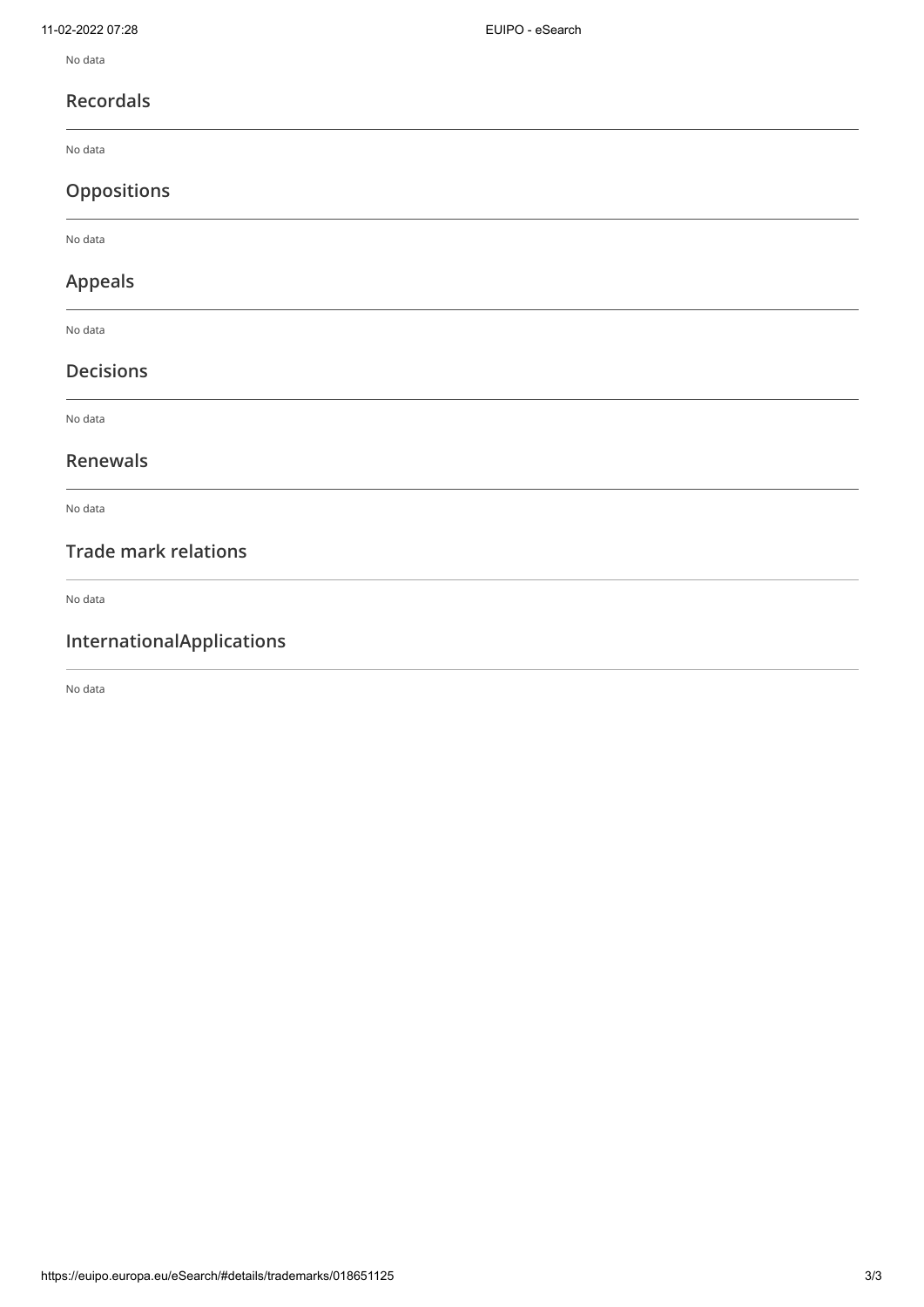No data

## Recordals

No data

## Oppositions

No data

## Appeals

No data

## Decisions

No data

## Renewals

No data

## Trade mark relations

No data

## InternationalApplications

No data